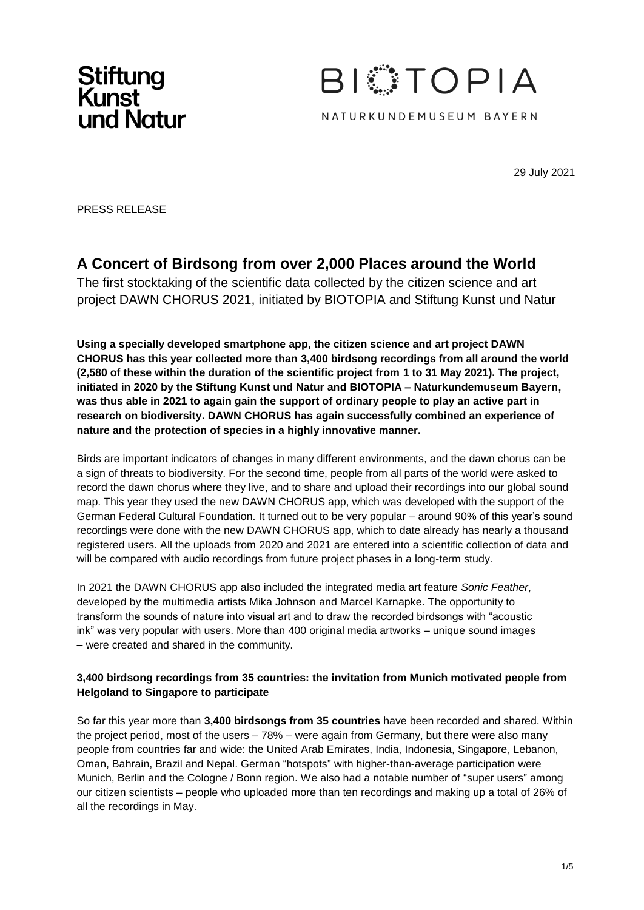Stiftung Kunst und Natur

BIOTOPIA

NATURKUNDEMUSEUM BAYERN

29 July 2021

PRESS RELEASE

# A Concert of Birdsong from over 2,000 Places around the World

The first stocktaking of the scientific data collected by the citizen science and art project DAWN CHORUS 2021, initiated by BIOTOPIA and Stiftung Kunst und Natur

**Using a specially developed smartphone app, the citizen science and art project DAWN CHORUS has this year collected more than 3,400 birdsong recordings from all around the world (2,580 of these within the duration of the scientific project from 1 to 31 May 2021). The project, initiated in 2020 by the Stiftung Kunst und Natur and BIOTOPIA – Naturkundemuseum Bayern, was thus able in 2021 to again gain the support of ordinary people to play an active part in research on biodiversity. DAWN CHORUS has again successfully combined an experience of nature and the protection of species in a highly innovative manner.**

Birds are important indicators of changes in many different environments, and the dawn chorus can be a sign of threats to biodiversity. For the second time, people from all parts of the world were asked to record the dawn chorus where they live, and to share and upload their recordings into our global sound map. This year they used the new DAWN CHORUS app, which was developed with the support of the German Federal Cultural Foundation. It turned out to be very popular – around 90% of this year's sound recordings were done with the new DAWN CHORUS app, which to date already has nearly a thousand registered users. All the uploads from 2020 and 2021 are entered into a scientific collection of data and will be compared with audio recordings from future project phases in a long-term study.

In 2021 the DAWN CHORUS app also included the integrated media art feature *Sonic Feather*, developed by the multimedia artists Mika Johnson and Marcel Karnapke. The opportunity to transform the sounds of nature into visual art and to draw the recorded birdsongs with "acoustic ink" was very popular with users. More than 400 original media artworks – unique sound images – were created and shared in the community.

### 3,400 birdsong recordings from 35 countries: the invitation from Munich motivated people from Helgoland to Singapore to participate

So far this year more than **3,400 birdsongs from 35 countries** have been recorded and shared. Within the project period, most of the users – 78% – were again from Germany, but there were also many people from countries far and wide: the United Arab Emirates, India, Indonesia, Singapore, Lebanon, Oman, Bahrain, Brazil and Nepal. German "hotspots" with higher-than-average participation were Munich, Berlin and the Cologne / Bonn region. We also had a notable number of "super users" among our citizen scientists – people who uploaded more than ten recordings and making up a total of 26% of all the recordings in May.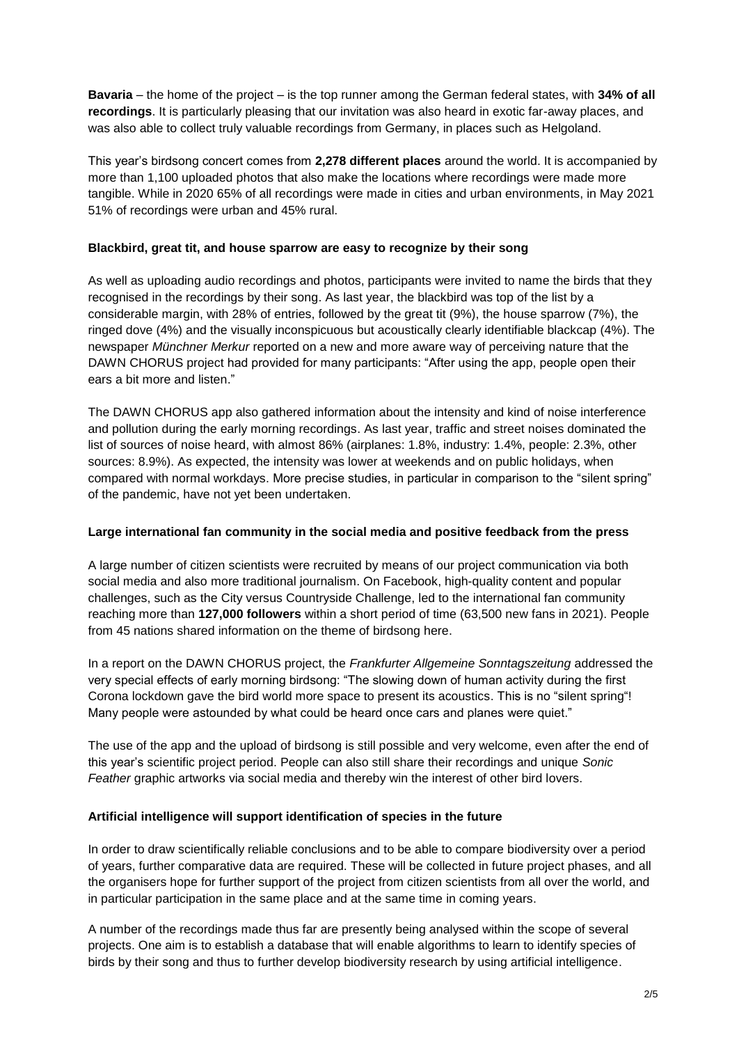**Bavaria** – the home of the project – is the top runner among the German federal states, with **34% of all recordings**. It is particularly pleasing that our invitation was also heard in exotic far-away places, and was also able to collect truly valuable recordings from Germany, in places such as Helgoland.

This year's birdsong concert comes from **2,278 different places** around the world. It is accompanied by more than 1,100 uploaded photos that also make the locations where recordings were made more tangible. While in 2020 65% of all recordings were made in cities and urban environments, in May 2021 51% of recordings were urban and 45% rural.

### Blackbird, great tit, and house sparrow are easy to recognize by their song

As well as uploading audio recordings and photos, participants were invited to name the birds that they recognised in the recordings by their song. As last year, the blackbird was top of the list by a considerable margin, with 28% of entries, followed by the great tit (9%), the house sparrow (7%), the ringed dove (4%) and the visually inconspicuous but acoustically clearly identifiable blackcap (4%). The newspaper *Münchner Merkur* reported on a new and more aware way of perceiving nature that the DAWN CHORUS project had provided for many participants: "After using the app, people open their ears a bit more and listen."

The DAWN CHORUS app also gathered information about the intensity and kind of noise interference and pollution during the early morning recordings. As last year, traffic and street noises dominated the list of sources of noise heard, with almost 86% (airplanes: 1.8%, industry: 1.4%, people: 2.3%, other sources: 8.9%). As expected, the intensity was lower at weekends and on public holidays, when compared with normal workdays. More precise studies, in particular in comparison to the "silent spring" of the pandemic, have not yet been undertaken.

### Large international fan community in the social media and positive feedback from the press

A large number of citizen scientists were recruited by means of our project communication via both social media and also more traditional journalism. On Facebook, high-quality content and popular challenges, such as the City versus Countryside Challenge, led to the international fan community reaching more than **127,000 followers** within a short period of time (63,500 new fans in 2021). People from 45 nations shared information on the theme of birdsong here.

In a report on the DAWN CHORUS project, the *Frankfurter Allgemeine Sonntagszeitung* addressed the very special effects of early morning birdsong: "The slowing down of human activity during the first Corona lockdown gave the bird world more space to present its acoustics. This is no "silent spring"! Many people were astounded by what could be heard once cars and planes were quiet."

The use of the app and the upload of birdsong is still possible and very welcome, even after the end of this year's scientific project period. People can also still share their recordings and unique *Sonic Feather* graphic artworks via social media and thereby win the interest of other bird lovers.

### Artificial intelligence will support identification of species in the future

In order to draw scientifically reliable conclusions and to be able to compare biodiversity over a period of years, further comparative data are required. These will be collected in future project phases, and all the organisers hope for further support of the project from citizen scientists from all over the world, and in particular participation in the same place and at the same time in coming years.

A number of the recordings made thus far are presently being analysed within the scope of several projects. One aim is to establish a database that will enable algorithms to learn to identify species of birds by their song and thus to further develop biodiversity research by using artificial intelligence.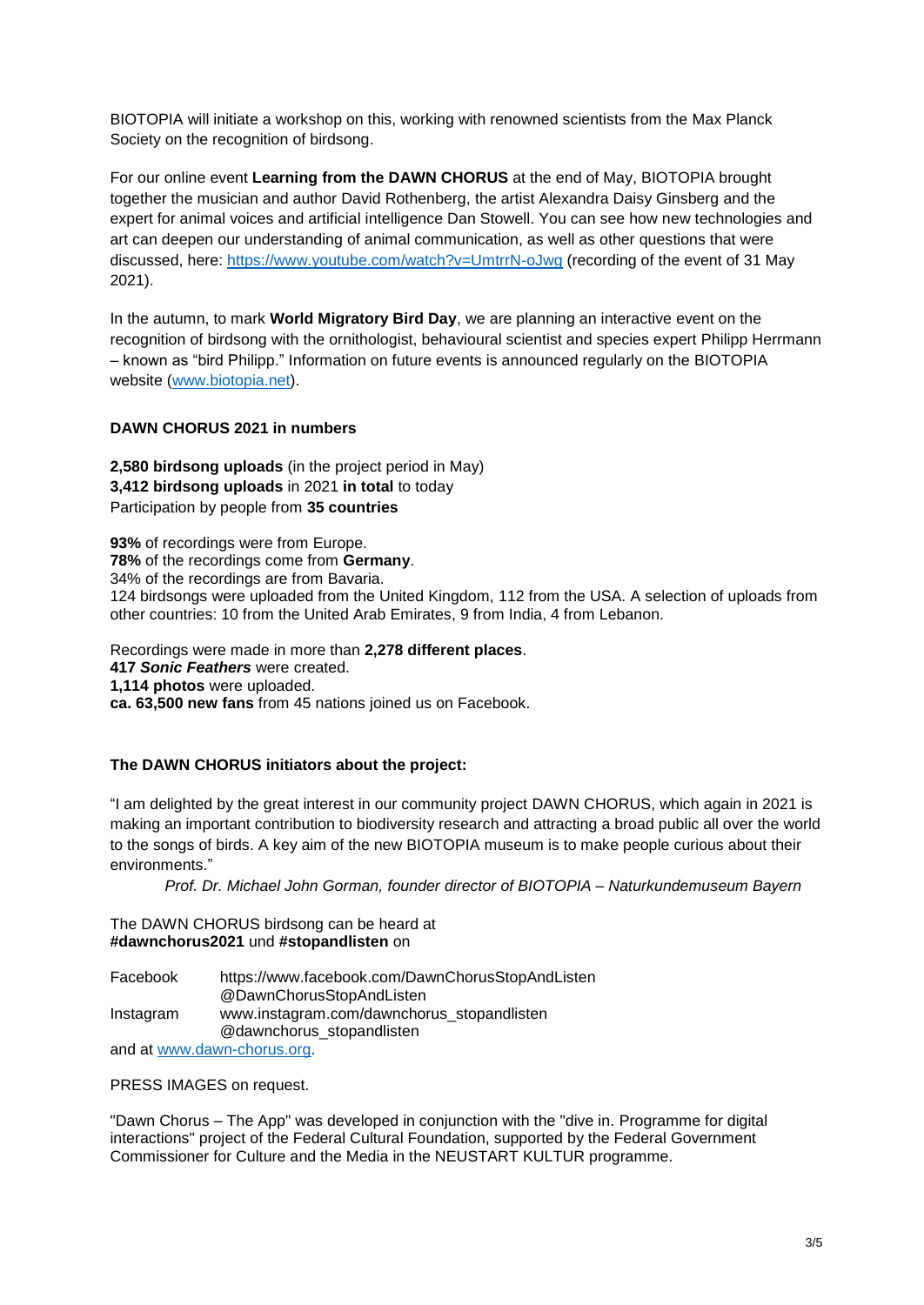BIOTOPIA will initiate a workshop on this, working with renowned scientists from the Max Planck Society on the recognition of birdsong.

For our online event **Learning from the DAWN CHORUS** at the end of May, BIOTOPIA brought together the musician and author David Rothenberg, the artist Alexandra Daisy Ginsberg and the expert for animal voices and artificial intelligence Dan Stowell. You can see how new technologies and art can deepen our understanding of animal communication, as well as other questions that were discussed, here: [https://www.youtube.com/watch?v=UmtrrN-oJwg](https://www.youtube.com/watch?v=UmtrrN-oJwg) (recording of the event of 31 May 2021).

In the autumn, to mark **World Migratory Bird Day**, we are planning an interactive event on the recognition of birdsong with the ornithologist, behavioural scientist and species expert Philipp Herrmann – known as "bird Philipp." Information on future events is announced regularly on the BIOTOPIA website ([www.biotopia.net](http://www.biotopia.net)).

**DAWN CHORUS 2021 in numbers**

**2,580 birdsong uploads** (in the project period in May)
**3,412 birdsong uploads** in 2021 **in total** to today
Participation by people from **35 countries**

**93%** of recordings were from Europe.
**78%** of the recordings come from **Germany**.
34% of the recordings are from Bavaria.
124 birdsongs were uploaded from the United Kingdom, 112 from the USA. A selection of uploads from other countries: 10 from the United Arab Emirates, 9 from India, 4 from Lebanon.

Recordings were made in more than **2,278 different places**.
**417 *Sonic Feathers*** were created.
**1,114 photos** were uploaded.
**ca. 63,500 new fans** from 45 nations joined us on Facebook.

**The DAWN CHORUS initiators about the project:**

"I am delighted by the great interest in our community project DAWN CHORUS, which again in 2021 is making an important contribution to biodiversity research and attracting a broad public all over the world to the songs of birds. A key aim of the new BIOTOPIA museum is to make people curious about their environments."

*Prof. Dr. Michael John Gorman, founder director of BIOTOPIA – Naturkundemuseum Bayern*

The DAWN CHORUS birdsong can be heard at
**#dawnchorus2021** und **#stopandlisten** on

Facebook https://www.facebook.com/DawnChorusStopAndListen
@DawnChorusStopAndListen
Instagram www.instagram.com/dawnchorus_stopandlisten
@dawnchorus_stopandlisten
and at [www.dawn-chorus.org](http://www.dawn-chorus.org).

PRESS IMAGES on request.

"Dawn Chorus – The App" was developed in conjunction with the "dive in. Programme for digital interactions" project of the Federal Cultural Foundation, supported by the Federal Government Commissioner for Culture and the Media in the NEUSTART KULTUR programme.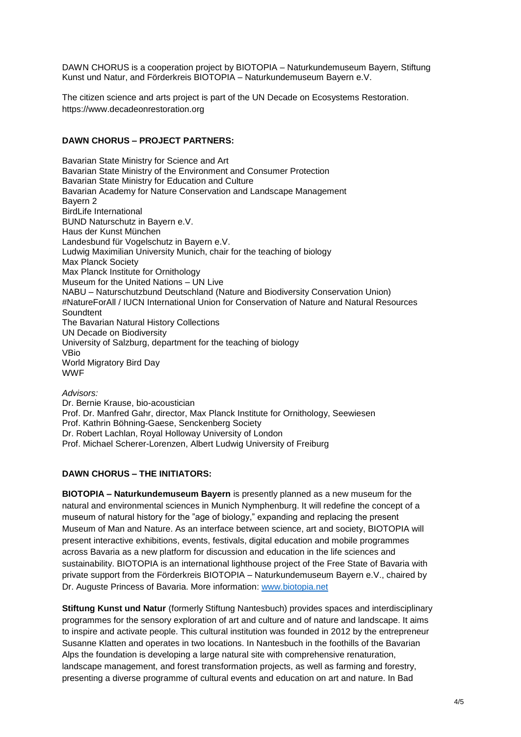DAWN CHORUS is a cooperation project by BIOTOPIA – Naturkundemuseum Bayern, Stiftung Kunst und Natur, and Förderkreis BIOTOPIA – Naturkundemuseum Bayern e.V.

The citizen science and arts project is part of the UN Decade on Ecosystems Restoration. https://www.decadeonrestoration.org

**DAWN CHORUS – PROJECT PARTNERS:**

Bavarian State Ministry for Science and Art
Bavarian State Ministry of the Environment and Consumer Protection
Bavarian State Ministry for Education and Culture
Bavarian Academy for Nature Conservation and Landscape Management
Bayern 2
BirdLife International
BUND Naturschutz in Bayern e.V.
Haus der Kunst München
Landesbund für Vogelschutz in Bayern e.V.
Ludwig Maximilian University Munich, chair for the teaching of biology
Max Planck Society
Max Planck Institute for Ornithology
Museum for the United Nations – UN Live
NABU – Naturschutzbund Deutschland (Nature and Biodiversity Conservation Union)
#NatureForAll / IUCN International Union for Conservation of Nature and Natural Resources
Soundtent
The Bavarian Natural History Collections
UN Decade on Biodiversity
University of Salzburg, department for the teaching of biology
VBio
World Migratory Bird Day
WWF

*Advisors:*
Dr. Bernie Krause, bio-acoustician
Prof. Dr. Manfred Gahr, director, Max Planck Institute for Ornithology, Seewiesen
Prof. Kathrin Böhning-Gaese, Senckenberg Society
Dr. Robert Lachlan, Royal Holloway University of London
Prof. Michael Scherer-Lorenzen, Albert Ludwig University of Freiburg

**DAWN CHORUS – THE INITIATORS:**

**BIOTOPIA – Naturkundemuseum Bayern** is presently planned as a new museum for the natural and environmental sciences in Munich Nymphenburg. It will redefine the concept of a museum of natural history for the "age of biology," expanding and replacing the present Museum of Man and Nature. As an interface between science, art and society, BIOTOPIA will present interactive exhibitions, events, festivals, digital education and mobile programmes across Bavaria as a new platform for discussion and education in the life sciences and sustainability. BIOTOPIA is an international lighthouse project of the Free State of Bavaria with private support from the Förderkreis BIOTOPIA – Naturkundemuseum Bayern e.V., chaired by Dr. Auguste Princess of Bavaria. More information: www.biotopia.net

**Stiftung Kunst und Natur** (formerly Stiftung Nantesbuch) provides spaces and interdisciplinary programmes for the sensory exploration of art and culture and of nature and landscape. It aims to inspire and activate people. This cultural institution was founded in 2012 by the entrepreneur Susanne Klatten and operates in two locations. In Nantesbuch in the foothills of the Bavarian Alps the foundation is developing a large natural site with comprehensive renaturation, landscape management, and forest transformation projects, as well as farming and forestry, presenting a diverse programme of cultural events and education on art and nature. In Bad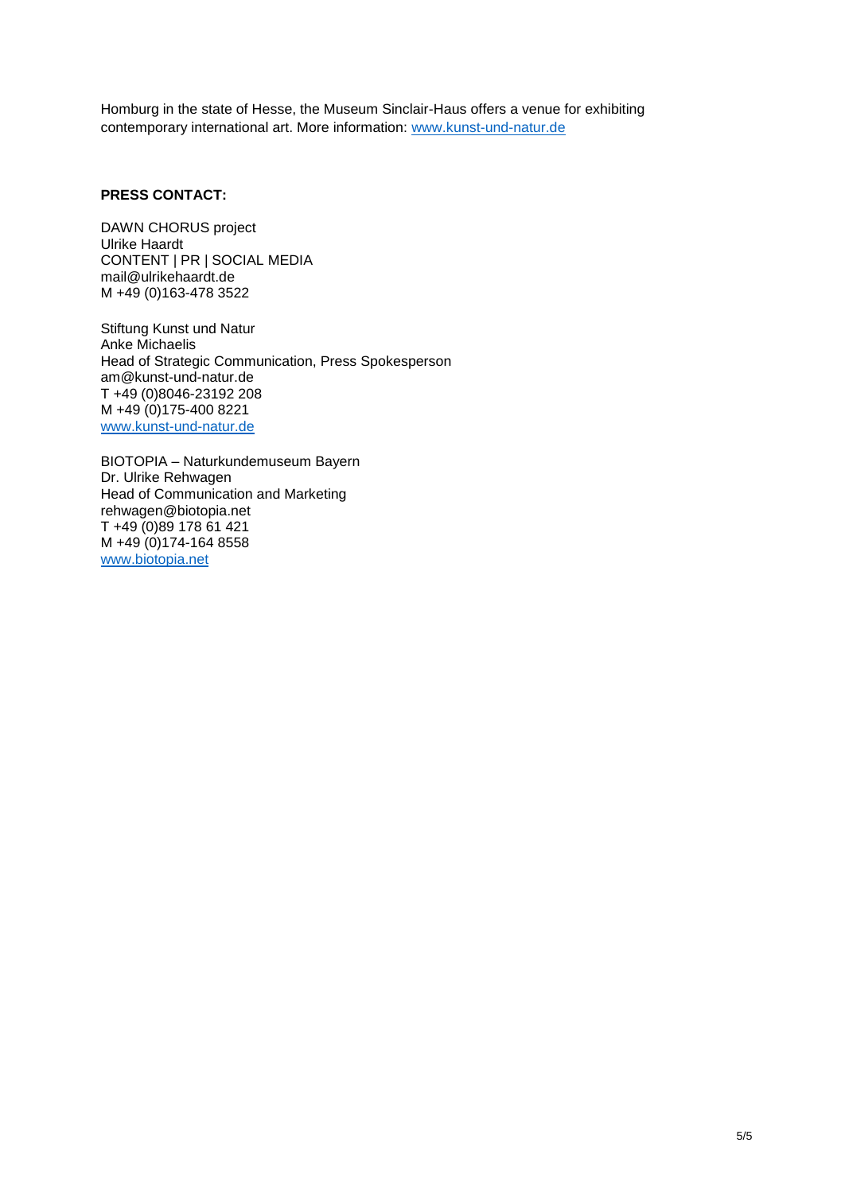Homburg in the state of Hesse, the Museum Sinclair-Haus offers a venue for exhibiting contemporary international art. More information: www.kunst-und-natur.de

**PRESS CONTACT:**

DAWN CHORUS project
Ulrike Haardt
CONTENT | PR | SOCIAL MEDIA
mail@ulrikehaardt.de
M +49 (0)163-478 3522

Stiftung Kunst und Natur
Anke Michaelis
Head of Strategic Communication, Press Spokesperson
am@kunst-und-natur.de
T +49 (0)8046-23192 208
M +49 (0)175-400 8221
www.kunst-und-natur.de

BIOTOPIA – Naturkundemuseum Bayern
Dr. Ulrike Rehwagen
Head of Communication and Marketing
rehwagen@biotopia.net
T +49 (0)89 178 61 421
M +49 (0)174-164 8558
www.biotopia.net